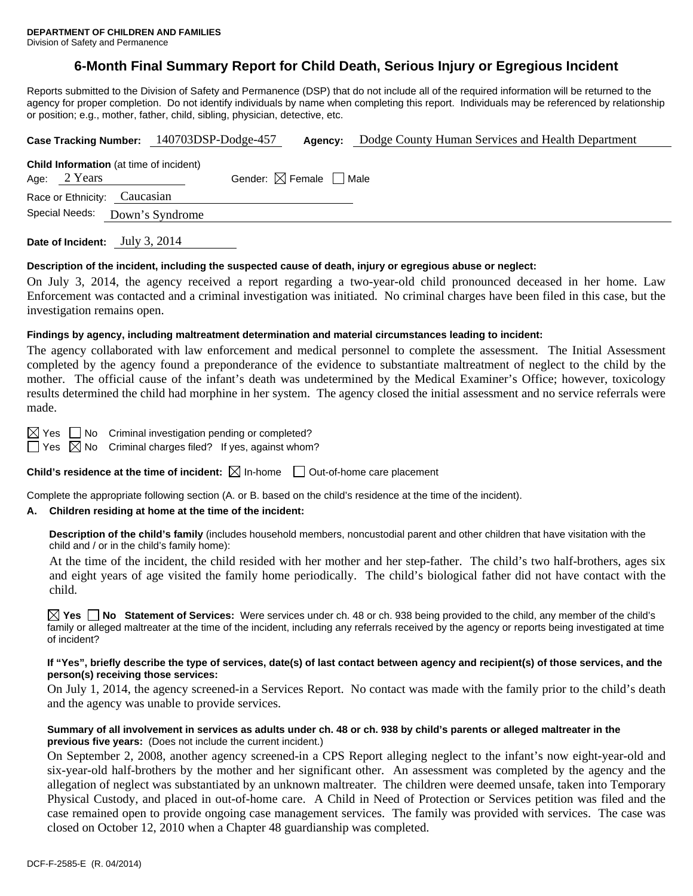**DEPARTMENT OF CHILDREN AND FAMILIES**
Division of Safety and Permanence

# 6-Month Final Summary Report for Child Death, Serious Injury or Egregious Incident

Reports submitted to the Division of Safety and Permanence (DSP) that do not include all of the required information will be returned to the agency for proper completion. Do not identify individuals by name when completing this report. Individuals may be referenced by relationship or position; e.g., mother, father, child, sibling, physician, detective, etc.

**Case Tracking Number:** 140703DSP-Dodge-457 **Agency:** Dodge County Human Services and Health Department

**Child Information** (at time of incident)
Age: 2 Years Gender: ☒ Female ☐ Male
Race or Ethnicity: Caucasian
Special Needs: Down's Syndrome

**Date of Incident:** July 3, 2014

**Description of the incident, including the suspected cause of death, injury or egregious abuse or neglect:**

On July 3, 2014, the agency received a report regarding a two-year-old child pronounced deceased in her home. Law Enforcement was contacted and a criminal investigation was initiated. No criminal charges have been filed in this case, but the investigation remains open.

**Findings by agency, including maltreatment determination and material circumstances leading to incident:**

The agency collaborated with law enforcement and medical personnel to complete the assessment. The Initial Assessment completed by the agency found a preponderance of the evidence to substantiate maltreatment of neglect to the child by the mother. The official cause of the infant's death was undetermined by the Medical Examiner's Office; however, toxicology results determined the child had morphine in her system. The agency closed the initial assessment and no service referrals were made.

☒ Yes ☐ No Criminal investigation pending or completed?
☐ Yes ☒ No Criminal charges filed? If yes, against whom?

**Child's residence at the time of incident:** ☒ In-home ☐ Out-of-home care placement

Complete the appropriate following section (A. or B. based on the child's residence at the time of the incident).

**A. Children residing at home at the time of the incident:**

**Description of the child's family** (includes household members, noncustodial parent and other children that have visitation with the child and / or in the child's family home):

At the time of the incident, the child resided with her mother and her step-father. The child's two half-brothers, ages six and eight years of age visited the family home periodically. The child's biological father did not have contact with the child.

☒ **Yes** ☐ **No Statement of Services:** Were services under ch. 48 or ch. 938 being provided to the child, any member of the child's family or alleged maltreater at the time of the incident, including any referrals received by the agency or reports being investigated at time of incident?

**If "Yes", briefly describe the type of services, date(s) of last contact between agency and recipient(s) of those services, and the person(s) receiving those services:**

On July 1, 2014, the agency screened-in a Services Report. No contact was made with the family prior to the child's death and the agency was unable to provide services.

**Summary of all involvement in services as adults under ch. 48 or ch. 938 by child's parents or alleged maltreater in the previous five years:** (Does not include the current incident.)

On September 2, 2008, another agency screened-in a CPS Report alleging neglect to the infant's now eight-year-old and six-year-old half-brothers by the mother and her significant other. An assessment was completed by the agency and the allegation of neglect was substantiated by an unknown maltreater. The children were deemed unsafe, taken into Temporary Physical Custody, and placed in out-of-home care. A Child in Need of Protection or Services petition was filed and the case remained open to provide ongoing case management services. The family was provided with services. The case was closed on October 12, 2010 when a Chapter 48 guardianship was completed.

DCF-F-2585-E (R. 04/2014)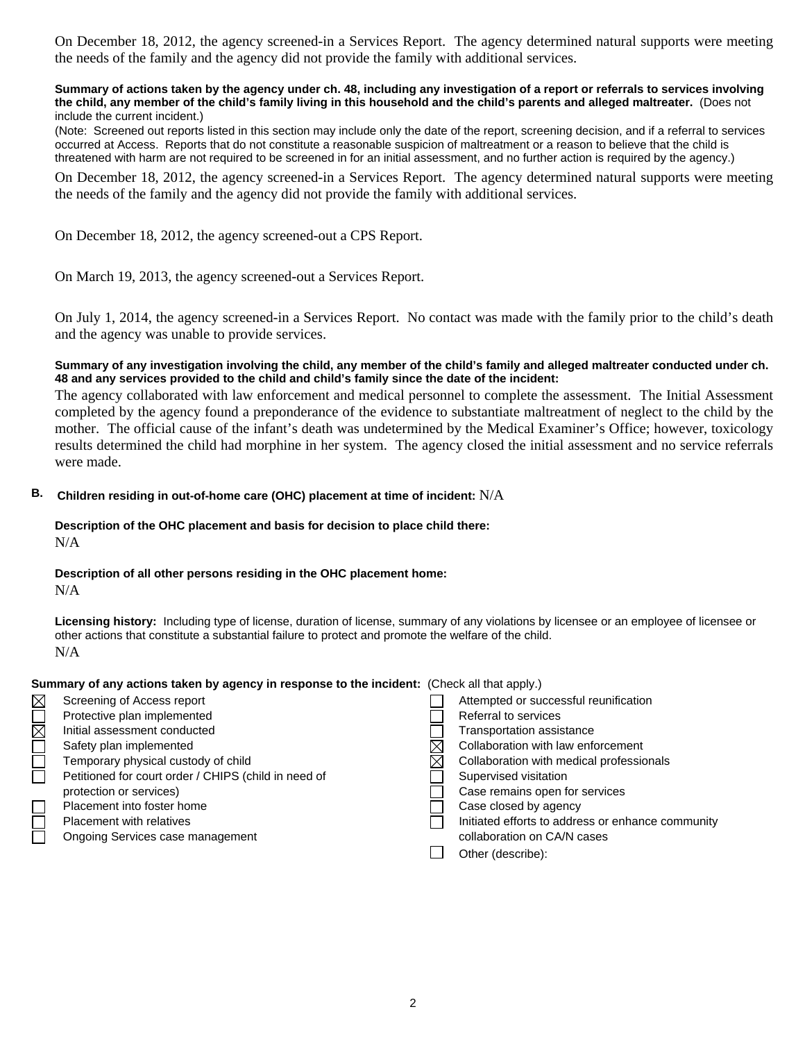On December 18, 2012, the agency screened-in a Services Report. The agency determined natural supports were meeting the needs of the family and the agency did not provide the family with additional services.

**Summary of actions taken by the agency under ch. 48, including any investigation of a report or referrals to services involving the child, any member of the child's family living in this household and the child's parents and alleged maltreater.** (Does not include the current incident.)

(Note: Screened out reports listed in this section may include only the date of the report, screening decision, and if a referral to services occurred at Access. Reports that do not constitute a reasonable suspicion of maltreatment or a reason to believe that the child is threatened with harm are not required to be screened in for an initial assessment, and no further action is required by the agency.)

On December 18, 2012, the agency screened-in a Services Report. The agency determined natural supports were meeting the needs of the family and the agency did not provide the family with additional services.

On December 18, 2012, the agency screened-out a CPS Report.

On March 19, 2013, the agency screened-out a Services Report.

On July 1, 2014, the agency screened-in a Services Report. No contact was made with the family prior to the child's death and the agency was unable to provide services.

**Summary of any investigation involving the child, any member of the child's family and alleged maltreater conducted under ch. 48 and any services provided to the child and child's family since the date of the incident:**

The agency collaborated with law enforcement and medical personnel to complete the assessment. The Initial Assessment completed by the agency found a preponderance of the evidence to substantiate maltreatment of neglect to the child by the mother. The official cause of the infant's death was undetermined by the Medical Examiner's Office; however, toxicology results determined the child had morphine in her system. The agency closed the initial assessment and no service referrals were made.

**B. Children residing in out-of-home care (OHC) placement at time of incident:** N/A

**Description of the OHC placement and basis for decision to place child there:**

N/A

**Description of all other persons residing in the OHC placement home:**

N/A

**Licensing history:** Including type of license, duration of license, summary of any violations by licensee or an employee of licensee or other actions that constitute a substantial failure to protect and promote the welfare of the child.

N/A

**Summary of any actions taken by agency in response to the incident:** (Check all that apply.)

- [x] Screening of Access report
- [ ] Protective plan implemented
- [x] Initial assessment conducted
- [ ] Safety plan implemented
- [ ] Temporary physical custody of child
- [ ] Petitioned for court order / CHIPS (child in need of protection or services)
- [ ] Placement into foster home
- [ ] Placement with relatives
- [ ] Ongoing Services case management
- [ ] Attempted or successful reunification
- [ ] Referral to services
- [ ] Transportation assistance
- [x] Collaboration with law enforcement
- [x] Collaboration with medical professionals
- [ ] Supervised visitation
- [ ] Case remains open for services
- [ ] Case closed by agency
- [ ] Initiated efforts to address or enhance community collaboration on CA/N cases
- [ ] Other (describe):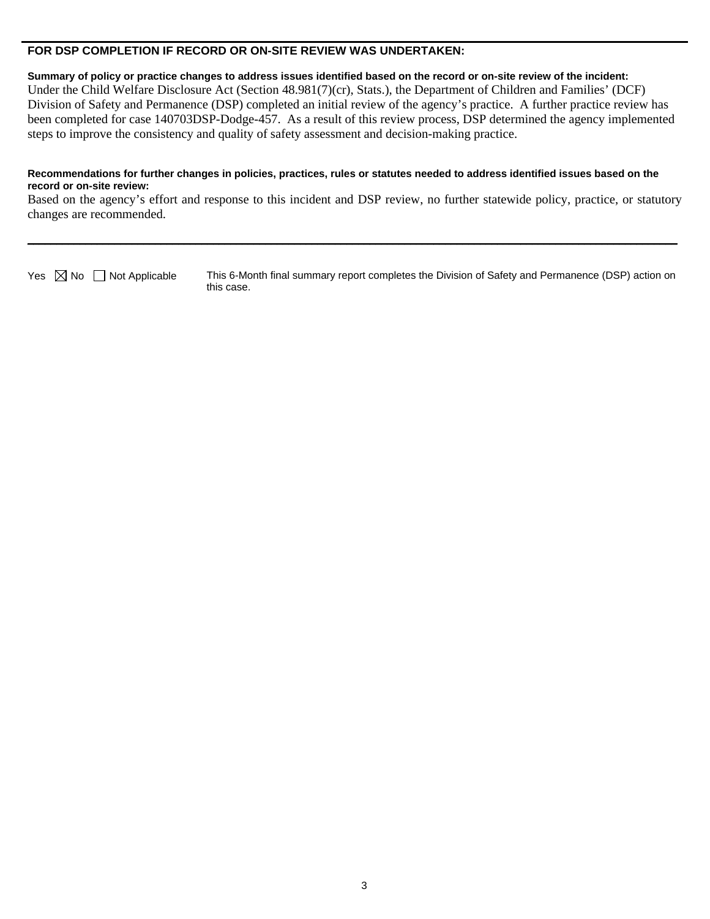**FOR DSP COMPLETION IF RECORD OR ON-SITE REVIEW WAS UNDERTAKEN:**

**Summary of policy or practice changes to address issues identified based on the record or on-site review of the incident:**

Under the Child Welfare Disclosure Act (Section 48.981(7)(cr), Stats.), the Department of Children and Families' (DCF) Division of Safety and Permanence (DSP) completed an initial review of the agency's practice. A further practice review has been completed for case 140703DSP-Dodge-457. As a result of this review process, DSP determined the agency implemented steps to improve the consistency and quality of safety assessment and decision-making practice.

**Recommendations for further changes in policies, practices, rules or statutes needed to address identified issues based on the record or on-site review:**

Based on the agency's effort and response to this incident and DSP review, no further statewide policy, practice, or statutory changes are recommended.

---

Yes ☒ No ☐ Not Applicable    This 6-Month final summary report completes the Division of Safety and Permanence (DSP) action on this case.